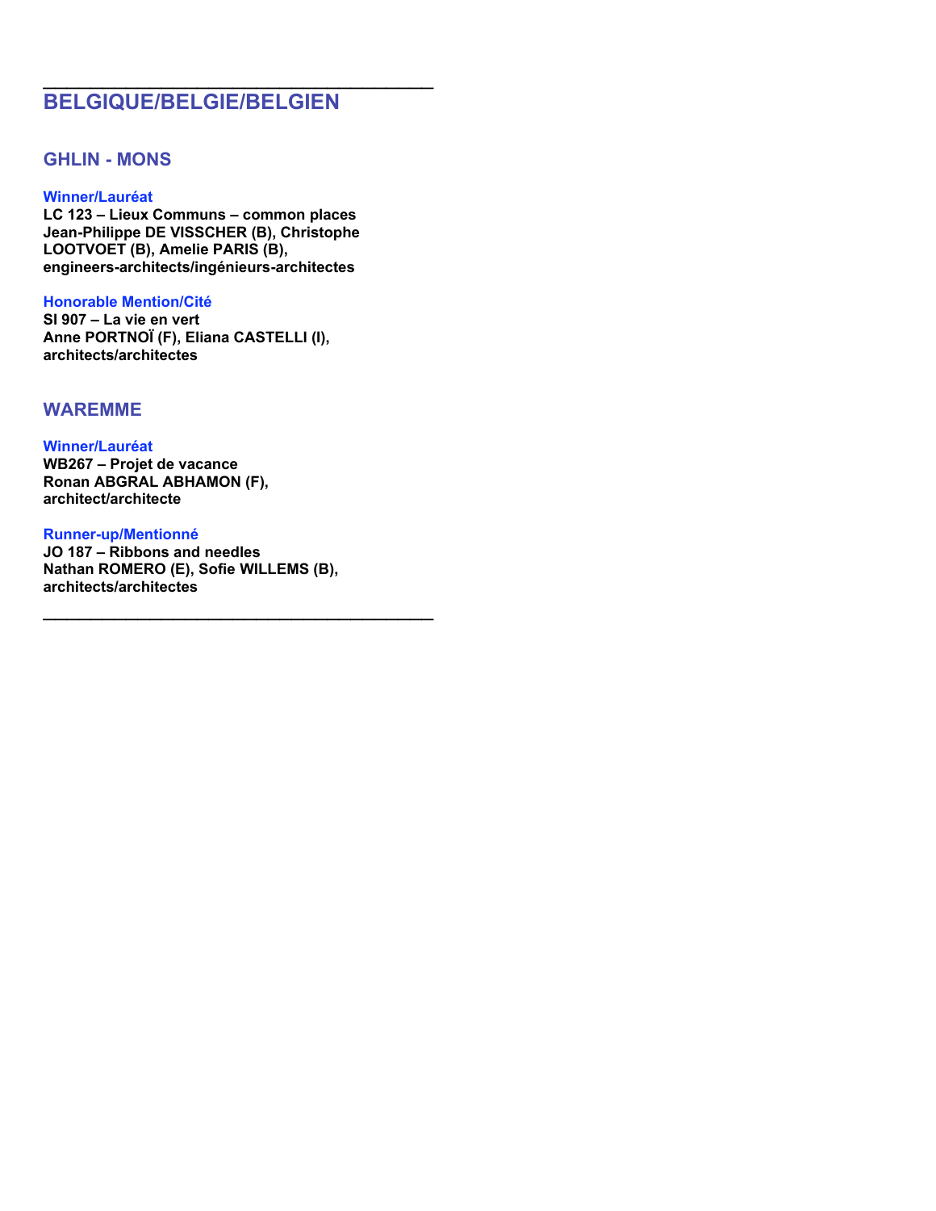---

# BELGIQUE/BELGIE/BELGIEN

## GHLIN - MONS

### Winner/Lauréat

**LC 123 – Lieux Communs – common places**
**Jean-Philippe DE VISSCHER (B), Christophe LOOTVOET (B), Amelie PARIS (B), engineers-architects/ingénieurs-architectes**

### Honorable Mention/Cité

**SI 907 – La vie en vert**
**Anne PORTNOÏ (F), Eliana CASTELLI (I), architects/architectes**

## WAREMME

### Winner/Lauréat

**WB267 – Projet de vacance**
**Ronan ABGRAL ABHAMON (F), architect/architecte**

### Runner-up/Mentionné

**JO 187 – Ribbons and needles**
**Nathan ROMERO (E), Sofie WILLEMS (B), architects/architectes**

---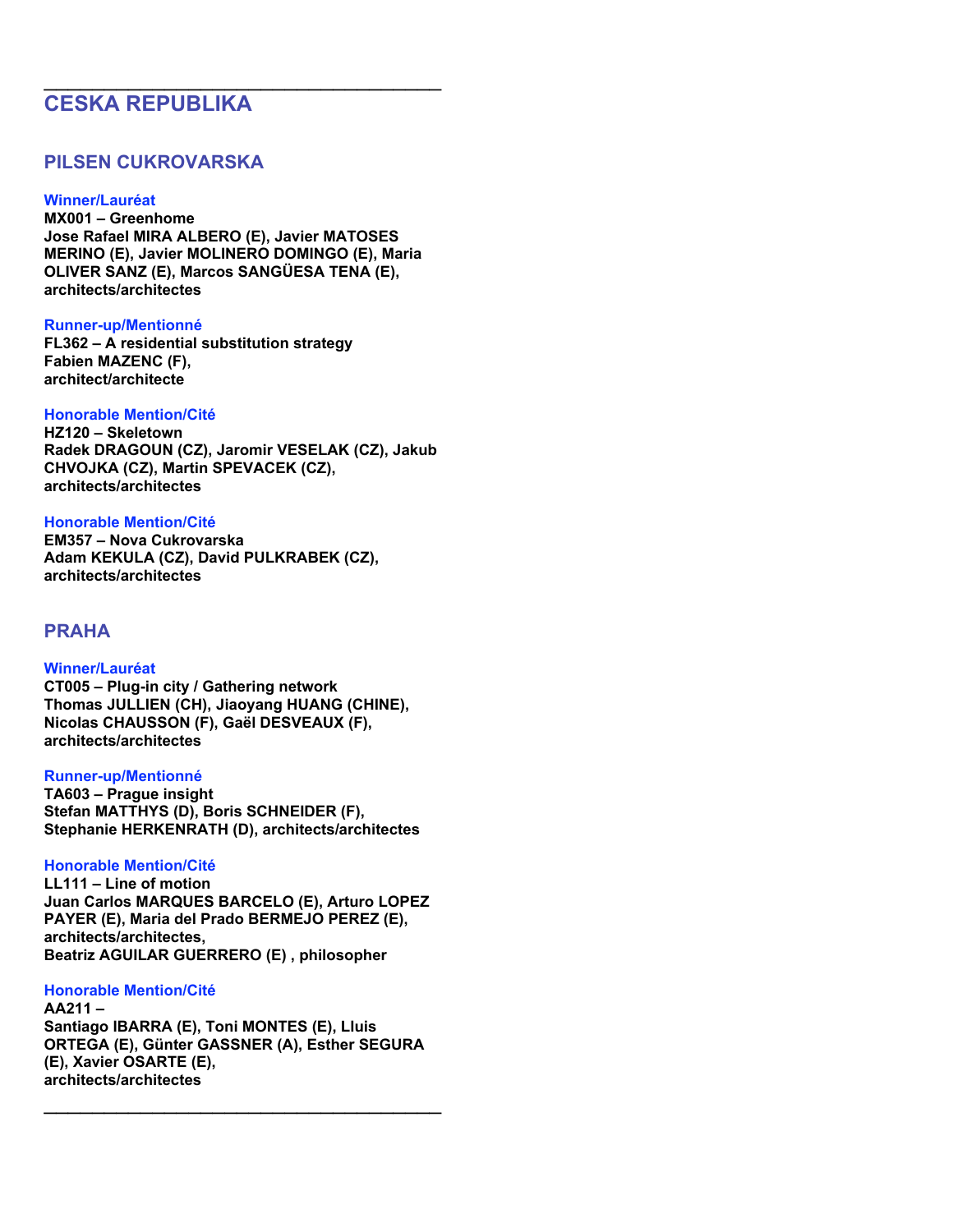## CESKA REPUBLIKA

### PILSEN CUKROVARSKA

**Winner/Lauréat**
**MX001 – Greenhome**
**Jose Rafael MIRA ALBERO (E), Javier MATOSES MERINO (E), Javier MOLINERO DOMINGO (E), Maria OLIVER SANZ (E), Marcos SANGÜESA TENA (E), architects/architectes**

**Runner-up/Mentionné**
**FL362 – A residential substitution strategy**
**Fabien MAZENC (F), architect/architecte**

**Honorable Mention/Cité**
**HZ120 – Skeletown**
**Radek DRAGOUN (CZ), Jaromir VESELAK (CZ), Jakub CHVOJKA (CZ), Martin SPEVACEK (CZ), architects/architectes**

**Honorable Mention/Cité**
**EM357 – Nova Cukrovarska**
**Adam KEKULA (CZ), David PULKRABEK (CZ), architects/architectes**

### PRAHA

**Winner/Lauréat**
**CT005 – Plug-in city / Gathering network**
**Thomas JULLIEN (CH), Jiaoyang HUANG (CHINE), Nicolas CHAUSSON (F), Gaël DESVEAUX (F), architects/architectes**

**Runner-up/Mentionné**
**TA603 – Prague insight**
**Stefan MATTHYS (D), Boris SCHNEIDER (F), Stephanie HERKENRATH (D), architects/architectes**

**Honorable Mention/Cité**
**LL111 – Line of motion**
**Juan Carlos MARQUES BARCELO (E), Arturo LOPEZ PAYER (E), Maria del Prado BERMEJO PEREZ (E), architects/architectes,**
**Beatriz AGUILAR GUERRERO (E) , philosopher**

**Honorable Mention/Cité**
**AA211 –**
**Santiago IBARRA (E), Toni MONTES (E), Lluis ORTEGA (E), Günter GASSNER (A), Esther SEGURA (E), Xavier OSARTE (E), architects/architectes**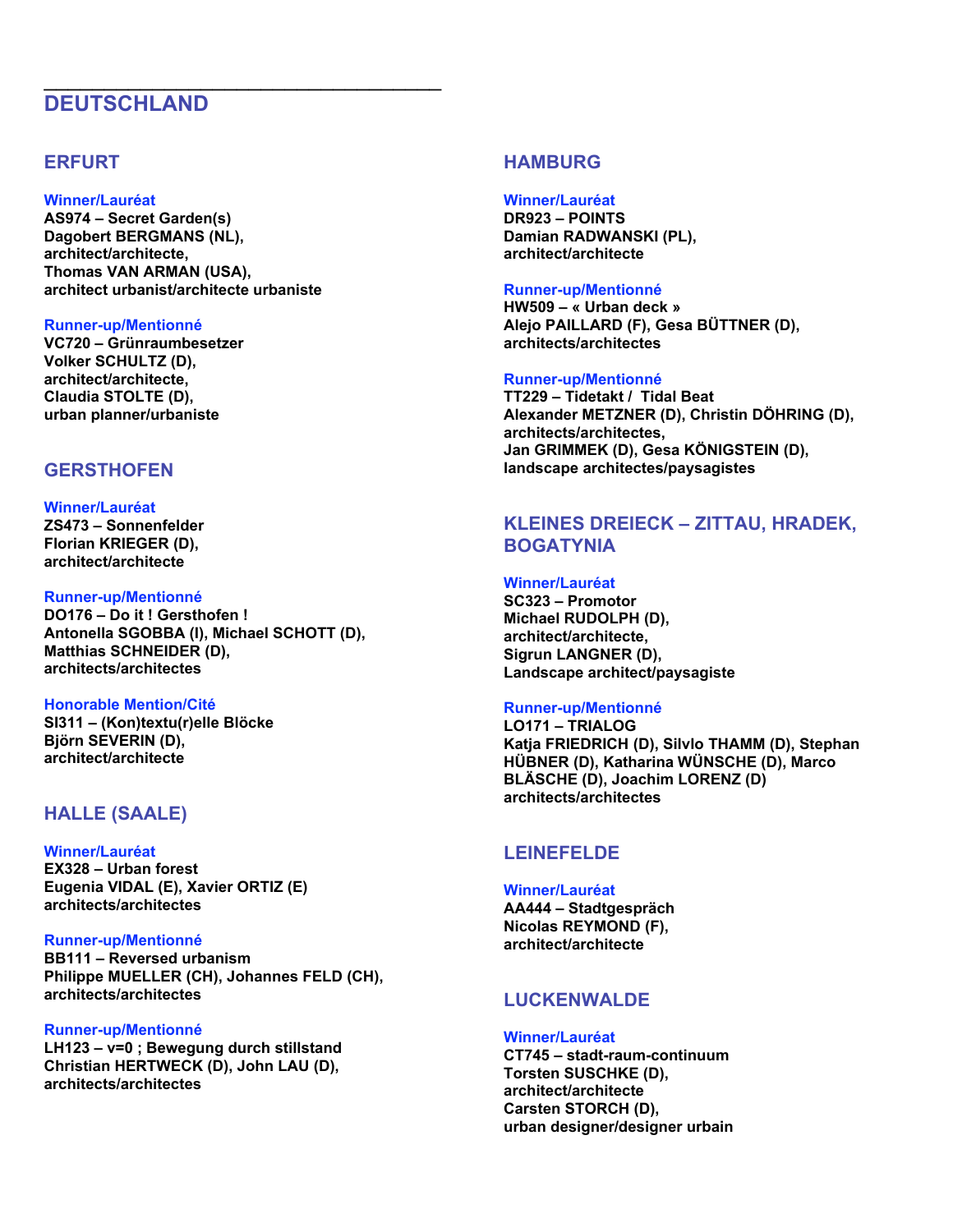# DEUTSCHLAND

## ERFURT

**Winner/Lauréat**

**AS974 – Secret Garden(s)**
**Dagobert BERGMANS (NL),**
**architect/architecte,**
**Thomas VAN ARMAN (USA),**
**architect urbanist/architecte urbaniste**

**Runner-up/Mentionné**

**VC720 – Grünraumbesetzer**
**Volker SCHULTZ (D),**
**architect/architecte,**
**Claudia STOLTE (D),**
**urban planner/urbaniste**

## GERSTHOFEN

**Winner/Lauréat**

**ZS473 – Sonnenfelder**
**Florian KRIEGER (D),**
**architect/architecte**

**Runner-up/Mentionné**

**DO176 – Do it ! Gersthofen !**
**Antonella SGOBBA (I), Michael SCHOTT (D),**
**Matthias SCHNEIDER (D),**
**architects/architectes**

**Honorable Mention/Cité**

**SI311 – (Kon)textu(r)elle Blöcke**
**Björn SEVERIN (D),**
**architect/architecte**

## HALLE (SAALE)

**Winner/Lauréat**

**EX328 – Urban forest**
**Eugenia VIDAL (E), Xavier ORTIZ (E)**
**architects/architectes**

**Runner-up/Mentionné**

**BB111 – Reversed urbanism**
**Philippe MUELLER (CH), Johannes FELD (CH),**
**architects/architectes**

**Runner-up/Mentionné**

**LH123 – v=0 ; Bewegung durch stillstand**
**Christian HERTWECK (D), John LAU (D),**
**architects/architectes**

## HAMBURG

**Winner/Lauréat**

**DR923 – POINTS**
**Damian RADWANSKI (PL),**
**architect/architecte**

**Runner-up/Mentionné**

**HW509 – « Urban deck »**
**Alejo PAILLARD (F), Gesa BÜTTNER (D),**
**architects/architectes**

**Runner-up/Mentionné**

**TT229 – Tidetakt / Tidal Beat**
**Alexander METZNER (D), Christin DÖHRING (D),**
**architects/architectes,**
**Jan GRIMMEK (D), Gesa KÖNIGSTEIN (D),**
**landscape architectes/paysagistes**

## KLEINES DREIECK – ZITTAU, HRADEK, BOGATYNIA

**Winner/Lauréat**

**SC323 – Promotor**
**Michael RUDOLPH (D),**
**architect/architecte,**
**Sigrun LANGNER (D),**
**Landscape architect/paysagiste**

**Runner-up/Mentionné**

**LO171 – TRIALOG**
**Katja FRIEDRICH (D), Silvio THAMM (D), Stephan HÜBNER (D), Katharina WÜNSCHE (D), Marco BLÄSCHE (D), Joachim LORENZ (D)**
**architects/architectes**

## LEINEFELDE

**Winner/Lauréat**

**AA444 – Stadtgespräch**
**Nicolas REYMOND (F),**
**architect/architecte**

## LUCKENWALDE

**Winner/Lauréat**

**CT745 – stadt-raum-continuum**
**Torsten SUSCHKE (D),**
**architect/architecte**
**Carsten STORCH (D),**
**urban designer/designer urbain**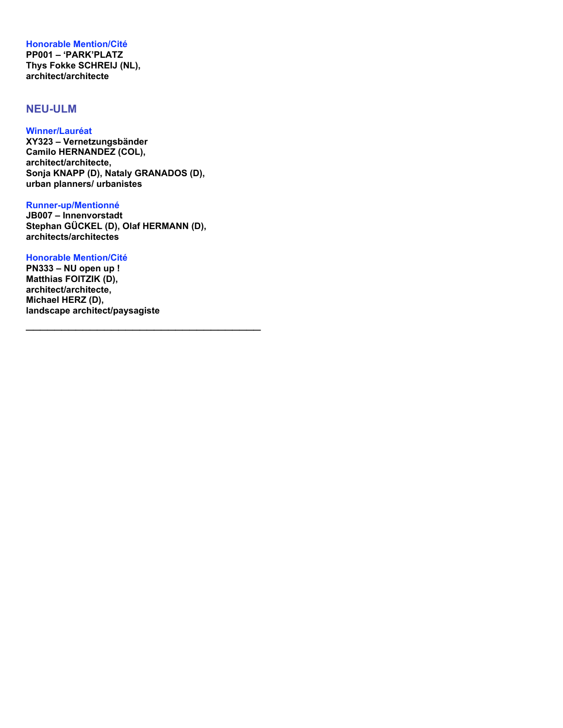**Honorable Mention/Cité**
**PP001 – 'PARK'PLATZ**
**Thys Fokke SCHREIJ (NL),**
**architect/architecte**

## NEU-ULM

**Winner/Lauréat**
**XY323 – Vernetzungsbänder**
**Camilo HERNANDEZ (COL),**
**architect/architecte,**
**Sonja KNAPP (D), Nataly GRANADOS (D),**
**urban planners/ urbanistes**

**Runner-up/Mentionné**
**JB007 – Innenvorstadt**
**Stephan GÜCKEL (D), Olaf HERMANN (D),**
**architects/architectes**

**Honorable Mention/Cité**
**PN333 – NU open up !**
**Matthias FOITZIK (D),**
**architect/architecte,**
**Michael HERZ (D),**
**landscape architect/paysagiste**

---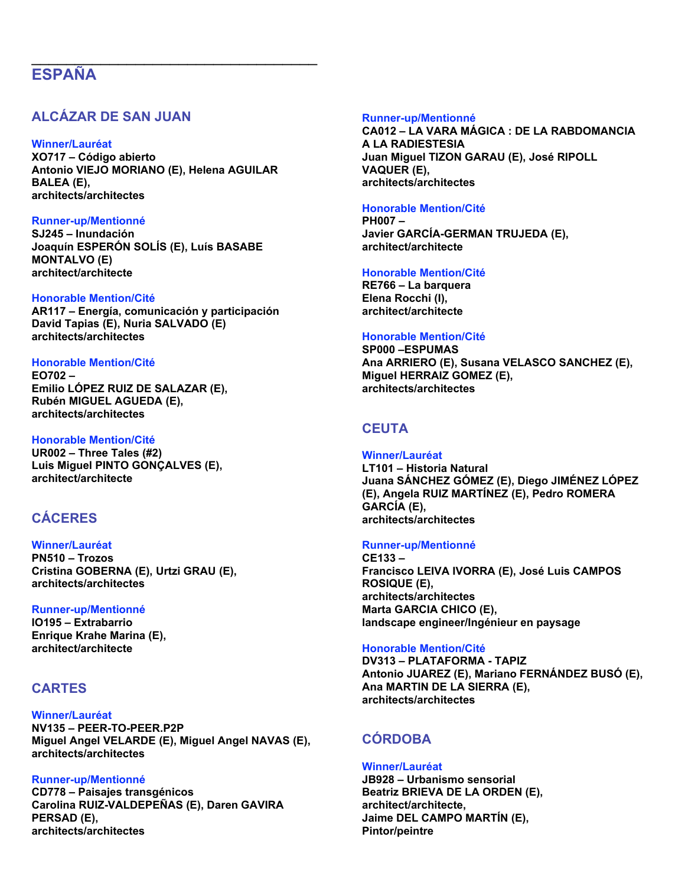# ESPAÑA

## ALCÁZAR DE SAN JUAN

**Winner/Lauréat**
**XO717 – Código abierto**
**Antonio VIEJO MORIANO (E), Helena AGUILAR BALEA (E),**
**architects/architectes**

**Runner-up/Mentionné**
**SJ245 – Inundación**
**Joaquín ESPERÓN SOLÍS (E), Luís BASABE MONTALVO (E)**
**architect/architecte**

**Honorable Mention/Cité**
**AR117 – Energía, comunicación y participación**
**David Tapias (E), Nuria SALVADO (E)**
**architects/architectes**

**Honorable Mention/Cité**
**EO702 –**
**Emilio LÓPEZ RUIZ DE SALAZAR (E),**
**Rubén MIGUEL AGUEDA (E),**
**architects/architectes**

**Honorable Mention/Cité**
**UR002 – Three Tales (#2)**
**Luis Miguel PINTO GONÇALVES (E),**
**architect/architecte**

## CÁCERES

**Winner/Lauréat**
**PN510 – Trozos**
**Cristina GOBERNA (E), Urtzi GRAU (E),**
**architects/architectes**

**Runner-up/Mentionné**
**IO195 – Extrabarrio**
**Enrique Krahe Marina (E),**
**architect/architecte**

## CARTES

**Winner/Lauréat**
**NV135 – PEER-TO-PEER.P2P**
**Miguel Angel VELARDE (E), Miguel Angel NAVAS (E),**
**architects/architectes**

**Runner-up/Mentionné**
**CD778 – Paisajes transgénicos**
**Carolina RUIZ-VALDEPEÑAS (E), Daren GAVIRA PERSAD (E),**
**architects/architectes**

**Runner-up/Mentionné**
**CA012 – LA VARA MÁGICA : DE LA RABDOMANCIA A LA RADIESTESIA**
**Juan Miguel TIZON GARAU (E), José RIPOLL VAQUER (E),**
**architects/architectes**

**Honorable Mention/Cité**
**PH007 –**
**Javier GARCÍA-GERMAN TRUJEDA (E),**
**architect/architecte**

**Honorable Mention/Cité**
**RE766 – La barquera**
**Elena Rocchi (I),**
**architect/architecte**

**Honorable Mention/Cité**
**SP000 –ESPUMAS**
**Ana ARRIERO (E), Susana VELASCO SANCHEZ (E), Miguel HERRAIZ GOMEZ (E),**
**architects/architectes**

## CEUTA

**Winner/Lauréat**
**LT101 – Historia Natural**
**Juana SÁNCHEZ GÓMEZ (E), Diego JIMÉNEZ LÓPEZ (E), Angela RUIZ MARTÍNEZ (E), Pedro ROMERA GARCÍA (E),**
**architects/architectes**

**Runner-up/Mentionné**
**CE133 –**
**Francisco LEIVA IVORRA (E), José Luis CAMPOS ROSIQUE (E),**
**architects/architectes**
**Marta GARCIA CHICO (E),**
**landscape engineer/Ingénieur en paysage**

**Honorable Mention/Cité**
**DV313 – PLATAFORMA - TAPIZ**
**Antonio JUAREZ (E), Mariano FERNÁNDEZ BUSÓ (E), Ana MARTIN DE LA SIERRA (E),**
**architects/architectes**

## CÓRDOBA

**Winner/Lauréat**
**JB928 – Urbanismo sensorial**
**Beatriz BRIEVA DE LA ORDEN (E),**
**architect/architecte,**
**Jaime DEL CAMPO MARTÍN (E),**
**Pintor/peintre**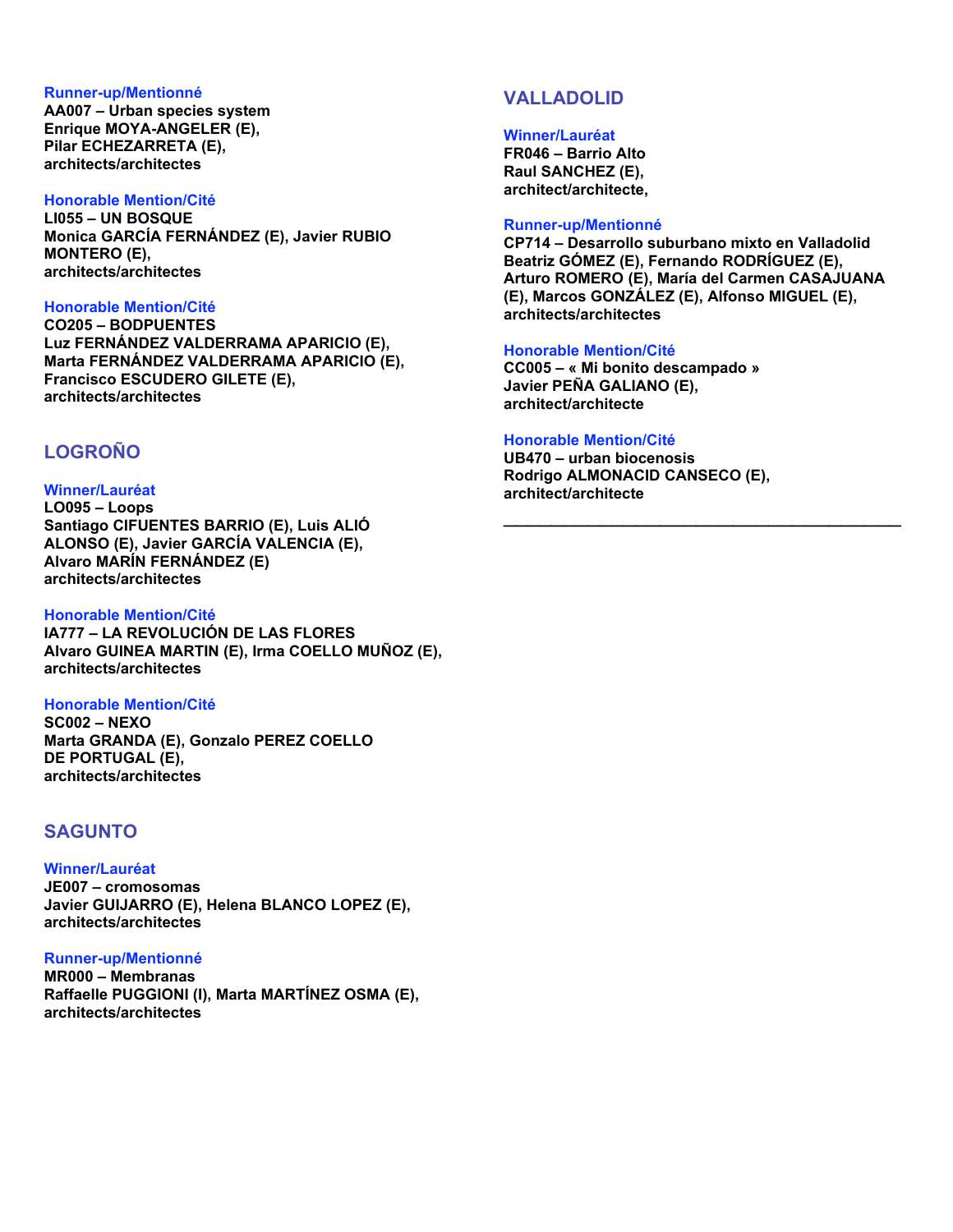**Runner-up/Mentionné**
**AA007 – Urban species system**
**Enrique MOYA-ANGELER (E), Pilar ECHEZARRETA (E), architects/architectes**

**Honorable Mention/Cité**
**LI055 – UN BOSQUE**
**Monica GARCÍA FERNÁNDEZ (E), Javier RUBIO MONTERO (E), architects/architectes**

**Honorable Mention/Cité**
**CO205 – BODPUENTES**
**Luz FERNÁNDEZ VALDERRAMA APARICIO (E), Marta FERNÁNDEZ VALDERRAMA APARICIO (E), Francisco ESCUDERO GILETE (E), architects/architectes**

## LOGROÑO

**Winner/Lauréat**
**LO095 – Loops**
**Santiago CIFUENTES BARRIO (E), Luis ALIÓ ALONSO (E), Javier GARCÍA VALENCIA (E), Alvaro MARÍN FERNÁNDEZ (E) architects/architectes**

**Honorable Mention/Cité**
**IA777 – LA REVOLUCIÓN DE LAS FLORES**
**Alvaro GUINEA MARTIN (E), Irma COELLO MUÑOZ (E), architects/architectes**

**Honorable Mention/Cité**
**SC002 – NEXO**
**Marta GRANDA (E), Gonzalo PEREZ COELLO DE PORTUGAL (E), architects/architectes**

## SAGUNTO

**Winner/Lauréat**
**JE007 – cromosomas**
**Javier GUIJARRO (E), Helena BLANCO LOPEZ (E), architects/architectes**

**Runner-up/Mentionné**
**MR000 – Membranas**
**Raffaelle PUGGIONI (I), Marta MARTÍNEZ OSMA (E), architects/architectes**

## VALLADOLID

**Winner/Lauréat**
**FR046 – Barrio Alto**
**Raul SANCHEZ (E), architect/architecte,**

**Runner-up/Mentionné**
**CP714 – Desarrollo suburbano mixto en Valladolid**
**Beatriz GÓMEZ (E), Fernando RODRÍGUEZ (E), Arturo ROMERO (E), María del Carmen CASAJUANA (E), Marcos GONZÁLEZ (E), Alfonso MIGUEL (E), architects/architectes**

**Honorable Mention/Cité**
**CC005 – « Mi bonito descampado »**
**Javier PEÑA GALIANO (E), architect/architecte**

**Honorable Mention/Cité**
**UB470 – urban biocenosis**
**Rodrigo ALMONACID CANSECO (E), architect/architecte**

---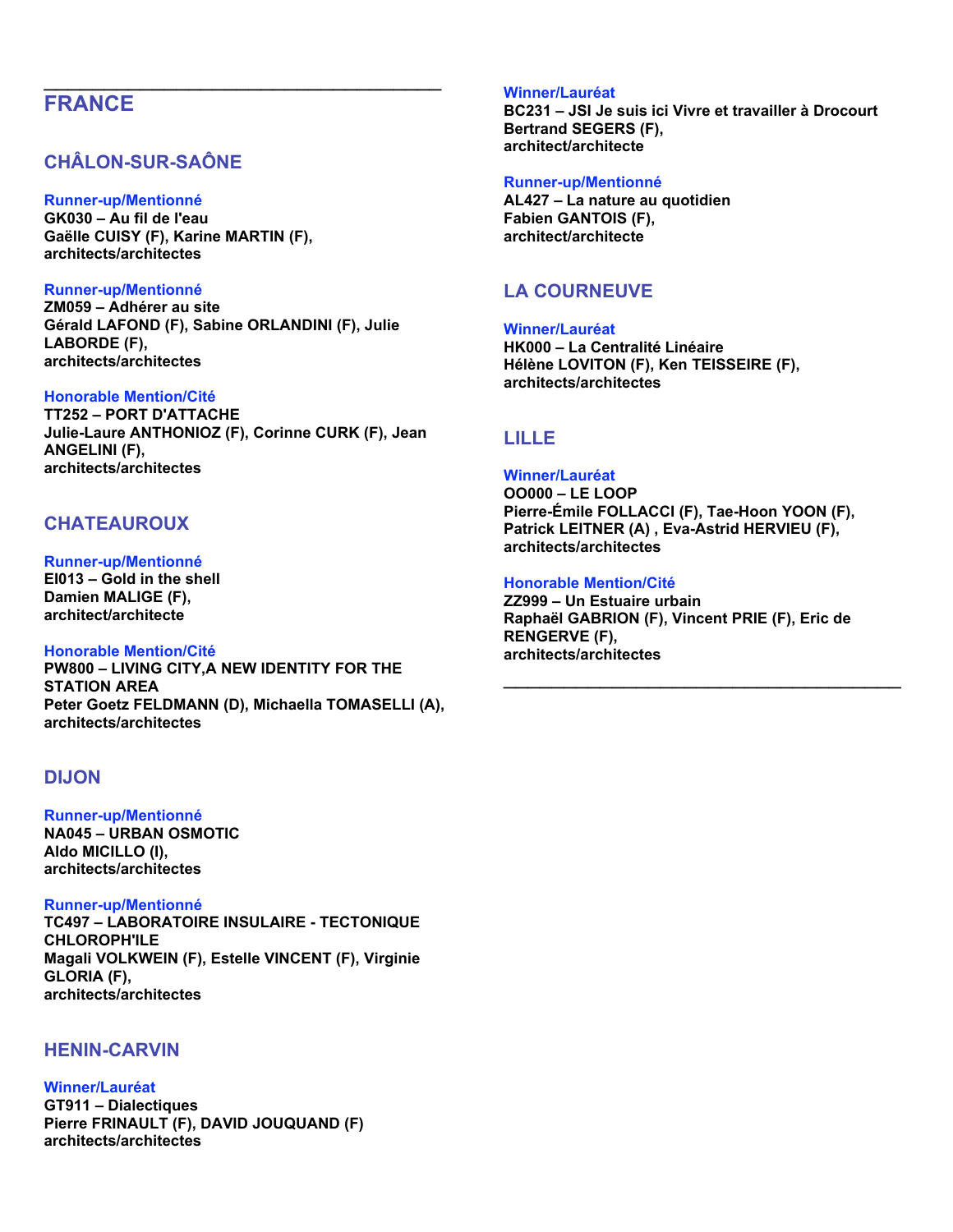# FRANCE

## CHÂLON-SUR-SAÔNE

**Runner-up/Mentionné**
**GK030 – Au fil de l'eau**
**Gaëlle CUISY (F), Karine MARTIN (F),**
**architects/architectes**

**Runner-up/Mentionné**
**ZM059 – Adhérer au site**
**Gérald LAFOND (F), Sabine ORLANDINI (F), Julie LABORDE (F),**
**architects/architectes**

**Honorable Mention/Cité**
**TT252 – PORT D'ATTACHE**
**Julie-Laure ANTHONIOZ (F), Corinne CURK (F), Jean ANGELINI (F),**
**architects/architectes**

## CHATEAUROUX

**Runner-up/Mentionné**
**EI013 – Gold in the shell**
**Damien MALIGE (F),**
**architect/architecte**

**Honorable Mention/Cité**
**PW800 – LIVING CITY,A NEW IDENTITY FOR THE STATION AREA**
**Peter Goetz FELDMANN (D), Michaella TOMASELLI (A),**
**architects/architectes**

## DIJON

**Runner-up/Mentionné**
**NA045 – URBAN OSMOTIC**
**Aldo MICILLO (I),**
**architects/architectes**

**Runner-up/Mentionné**
**TC497 – LABORATOIRE INSULAIRE - TECTONIQUE CHLOROPH'ILE**
**Magali VOLKWEIN (F), Estelle VINCENT (F), Virginie GLORIA (F),**
**architects/architectes**

## HENIN-CARVIN

**Winner/Lauréat**
**GT911 – Dialectiques**
**Pierre FRINAULT (F), DAVID JOUQUAND (F)**
**architects/architectes**

**Winner/Lauréat**
**BC231 – JSI Je suis ici Vivre et travailler à Drocourt**
**Bertrand SEGERS (F),**
**architect/architecte**

**Runner-up/Mentionné**
**AL427 – La nature au quotidien**
**Fabien GANTOIS (F),**
**architect/architecte**

## LA COURNEUVE

**Winner/Lauréat**
**HK000 – La Centralité Linéaire**
**Hélène LOVITON (F), Ken TEISSEIRE (F),**
**architects/architectes**

## LILLE

**Winner/Lauréat**
**OO000 – LE LOOP**
**Pierre-Émile FOLLACCI (F), Tae-Hoon YOON (F), Patrick LEITNER (A) , Eva-Astrid HERVIEU (F),**
**architects/architectes**

**Honorable Mention/Cité**
**ZZ999 – Un Estuaire urbain**
**Raphaël GABRION (F), Vincent PRIE (F), Eric de RENGERVE (F),**
**architects/architectes**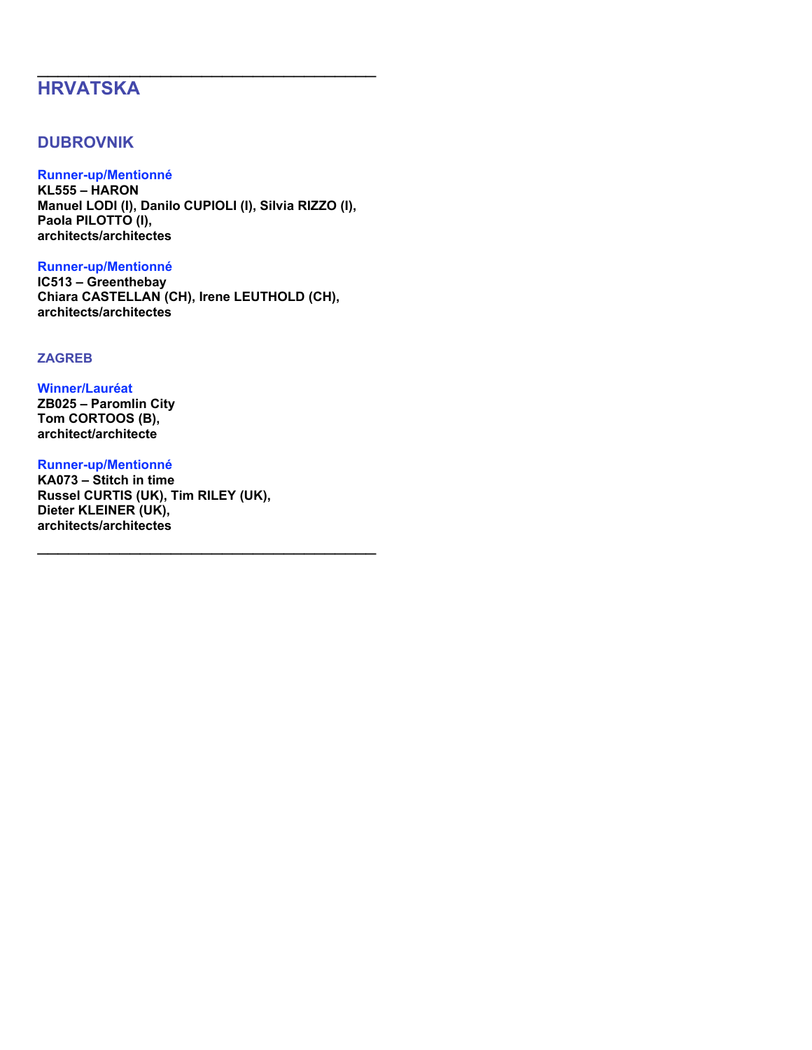## HRVATSKA

### DUBROVNIK

**Runner-up/Mentionné**
**KL555 – HARON**
**Manuel LODI (I), Danilo CUPIOLI (I), Silvia RIZZO (I), Paola PILOTTO (I),**
**architects/architectes**

**Runner-up/Mentionné**
**IC513 – Greenthebay**
**Chiara CASTELLAN (CH), Irene LEUTHOLD (CH),**
**architects/architectes**

### ZAGREB

**Winner/Lauréat**
**ZB025 – Paromlin City**
**Tom CORTOOS (B),**
**architect/architecte**

**Runner-up/Mentionné**
**KA073 – Stitch in time**
**Russel CURTIS (UK), Tim RILEY (UK), Dieter KLEINER (UK),**
**architects/architectes**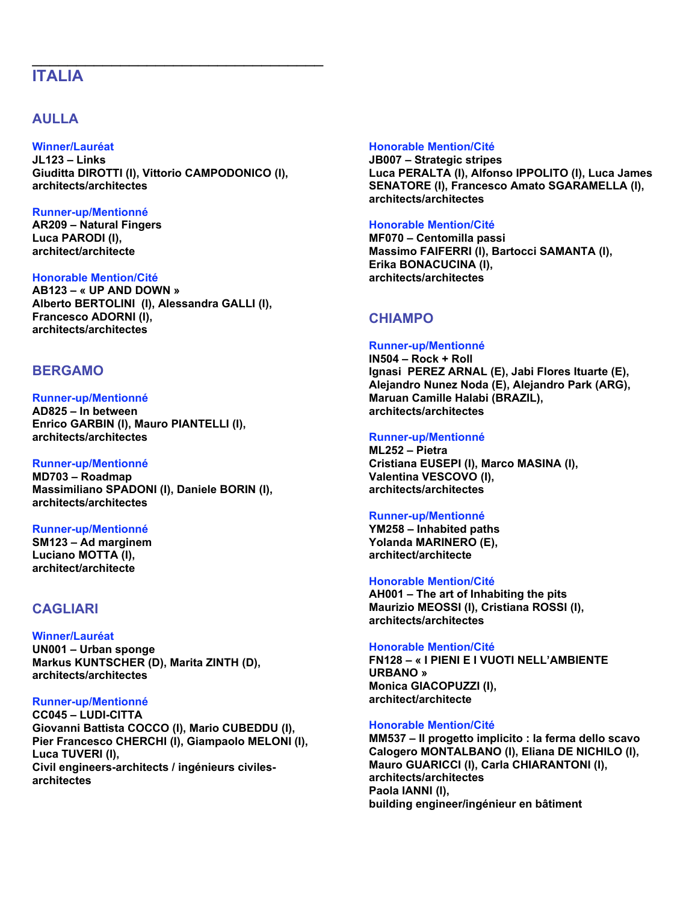# ITALIA

## AULLA

**Winner/Lauréat**
**JL123 – Links**
**Giuditta DIROTTI (I), Vittorio CAMPODONICO (I),**
**architects/architectes**

**Runner-up/Mentionné**
**AR209 – Natural Fingers**
**Luca PARODI (I),**
**architect/architecte**

**Honorable Mention/Cité**
**AB123 – « UP AND DOWN »**
**Alberto BERTOLINI (I), Alessandra GALLI (I),**
**Francesco ADORNI (I),**
**architects/architectes**

**Honorable Mention/Cité**
**JB007 – Strategic stripes**
**Luca PERALTA (I), Alfonso IPPOLITO (I), Luca James SENATORE (I), Francesco Amato SGARAMELLA (I),**
**architects/architectes**

**Honorable Mention/Cité**
**MF070 – Centomilla passi**
**Massimo FAIFERRI (I), Bartocci SAMANTA (I),**
**Erika BONACUCINA (I),**
**architects/architectes**

## BERGAMO

**Runner-up/Mentionné**
**AD825 – In between**
**Enrico GARBIN (I), Mauro PIANTELLI (I),**
**architects/architectes**

**Runner-up/Mentionné**
**MD703 – Roadmap**
**Massimiliano SPADONI (I), Daniele BORIN (I),**
**architects/architectes**

**Runner-up/Mentionné**
**SM123 – Ad marginem**
**Luciano MOTTA (I),**
**architect/architecte**

## CAGLIARI

**Winner/Lauréat**
**UN001 – Urban sponge**
**Markus KUNTSCHER (D), Marita ZINTH (D),**
**architects/architectes**

**Runner-up/Mentionné**
**CC045 – LUDI-CITTA**
**Giovanni Battista COCCO (I), Mario CUBEDDU (I),**
**Pier Francesco CHERCHI (I), Giampaolo MELONI (I),**
**Luca TUVERI (I),**
**Civil engineers-architects / ingénieurs civiles-architectes**

## CHIAMPO

**Runner-up/Mentionné**
**IN504 – Rock + Roll**
**Ignasi PEREZ ARNAL (E), Jabi Flores Ituarte (E),**
**Alejandro Nunez Noda (E), Alejandro Park (ARG),**
**Maruan Camille Halabi (BRAZIL),**
**architects/architectes**

**Runner-up/Mentionné**
**ML252 – Pietra**
**Cristiana EUSEPI (I), Marco MASINA (I),**
**Valentina VESCOVO (I),**
**architects/architectes**

**Runner-up/Mentionné**
**YM258 – Inhabited paths**
**Yolanda MARINERO (E),**
**architect/architecte**

**Honorable Mention/Cité**
**AH001 – The art of Inhabiting the pits**
**Maurizio MEOSSI (I), Cristiana ROSSI (I),**
**architects/architectes**

**Honorable Mention/Cité**
**FN128 – « I PIENI E I VUOTI NELL'AMBIENTE URBANO »**
**Monica GIACOPUZZI (I),**
**architect/architecte**

**Honorable Mention/Cité**
**MM537 – Il progetto implicito : la ferma dello scavo**
**Calogero MONTALBANO (I), Eliana DE NICHILO (I),**
**Mauro GUARICCI (I), Carla CHIARANTONI (I),**
**architects/architectes**
**Paola IANNI (I),**
**building engineer/ingénieur en bâtiment**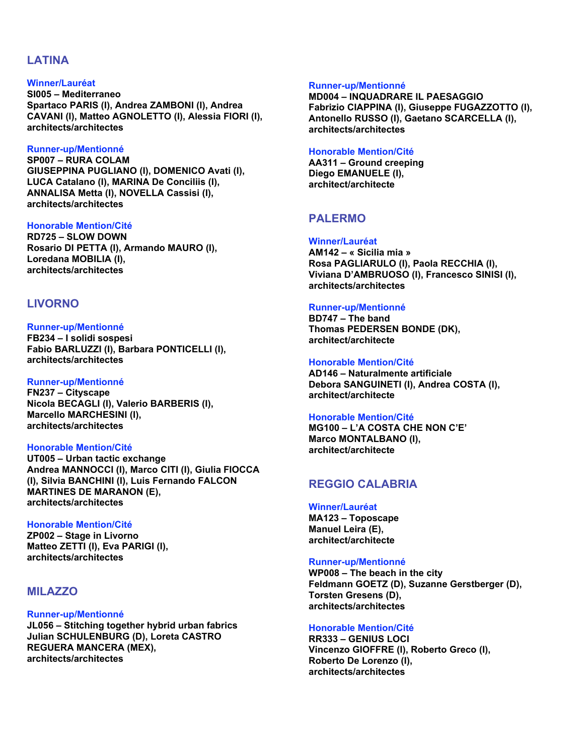## LATINA

### Winner/Lauréat

**SI005 – Mediterraneo**
**Spartaco PARIS (I), Andrea ZAMBONI (I), Andrea CAVANI (I), Matteo AGNOLETTO (I), Alessia FIORI (I), architects/architectes**

### Runner-up/Mentionné

**SP007 – RURA COLAM**
**GIUSEPPINA PUGLIANO (I), DOMENICO Avati (I), LUCA Catalano (I), MARINA De Conciliis (I), ANNALISA Metta (I), NOVELLA Cassisi (I), architects/architectes**

### Honorable Mention/Cité

**RD725 – SLOW DOWN**
**Rosario DI PETTA (I), Armando MAURO (I), Loredana MOBILIA (I), architects/architectes**

## LIVORNO

### Runner-up/Mentionné

**FB234 – I solidi sospesi**
**Fabio BARLUZZI (I), Barbara PONTICELLI (I), architects/architectes**

### Runner-up/Mentionné

**FN237 – Cityscape**
**Nicola BECAGLI (I), Valerio BARBERIS (I), Marcello MARCHESINI (I), architects/architectes**

### Honorable Mention/Cité

**UT005 – Urban tactic exchange**
**Andrea MANNOCCI (I), Marco CITI (I), Giulia FIOCCA (I), Silvia BANCHINI (I), Luis Fernando FALCON MARTINES DE MARANON (E), architects/architectes**

### Honorable Mention/Cité

**ZP002 – Stage in Livorno**
**Matteo ZETTI (I), Eva PARIGI (I), architects/architectes**

## MILAZZO

### Runner-up/Mentionné

**JL056 – Stitching together hybrid urban fabrics**
**Julian SCHULENBURG (D), Loreta CASTRO REGUERA MANCERA (MEX), architects/architectes**

### Runner-up/Mentionné

**MD004 – INQUADRARE IL PAESAGGIO**
**Fabrizio CIAPPINA (I), Giuseppe FUGAZZOTTO (I), Antonello RUSSO (I), Gaetano SCARCELLA (I), architects/architectes**

### Honorable Mention/Cité

**AA311 – Ground creeping**
**Diego EMANUELE (I), architect/architecte**

## PALERMO

### Winner/Lauréat

**AM142 – « Sicilia mia »**
**Rosa PAGLIARULO (I), Paola RECCHIA (I), Viviana D'AMBRUOSO (I), Francesco SINISI (I), architects/architectes**

### Runner-up/Mentionné

**BD747 – The band**
**Thomas PEDERSEN BONDE (DK), architect/architecte**

### Honorable Mention/Cité

**AD146 – Naturalmente artificiale**
**Debora SANGUINETI (I), Andrea COSTA (I), architect/architecte**

### Honorable Mention/Cité

**MG100 – L'A COSTA CHE NON C'E'**
**Marco MONTALBANO (I), architect/architecte**

## REGGIO CALABRIA

### Winner/Lauréat

**MA123 – Toposcape**
**Manuel Leira (E), architect/architecte**

### Runner-up/Mentionné

**WP008 – The beach in the city**
**Feldmann GOETZ (D), Suzanne Gerstberger (D), Torsten Gresens (D), architects/architectes**

### Honorable Mention/Cité

**RR333 – GENIUS LOCI**
**Vincenzo GIOFFRE (I), Roberto Greco (I), Roberto De Lorenzo (I), architects/architectes**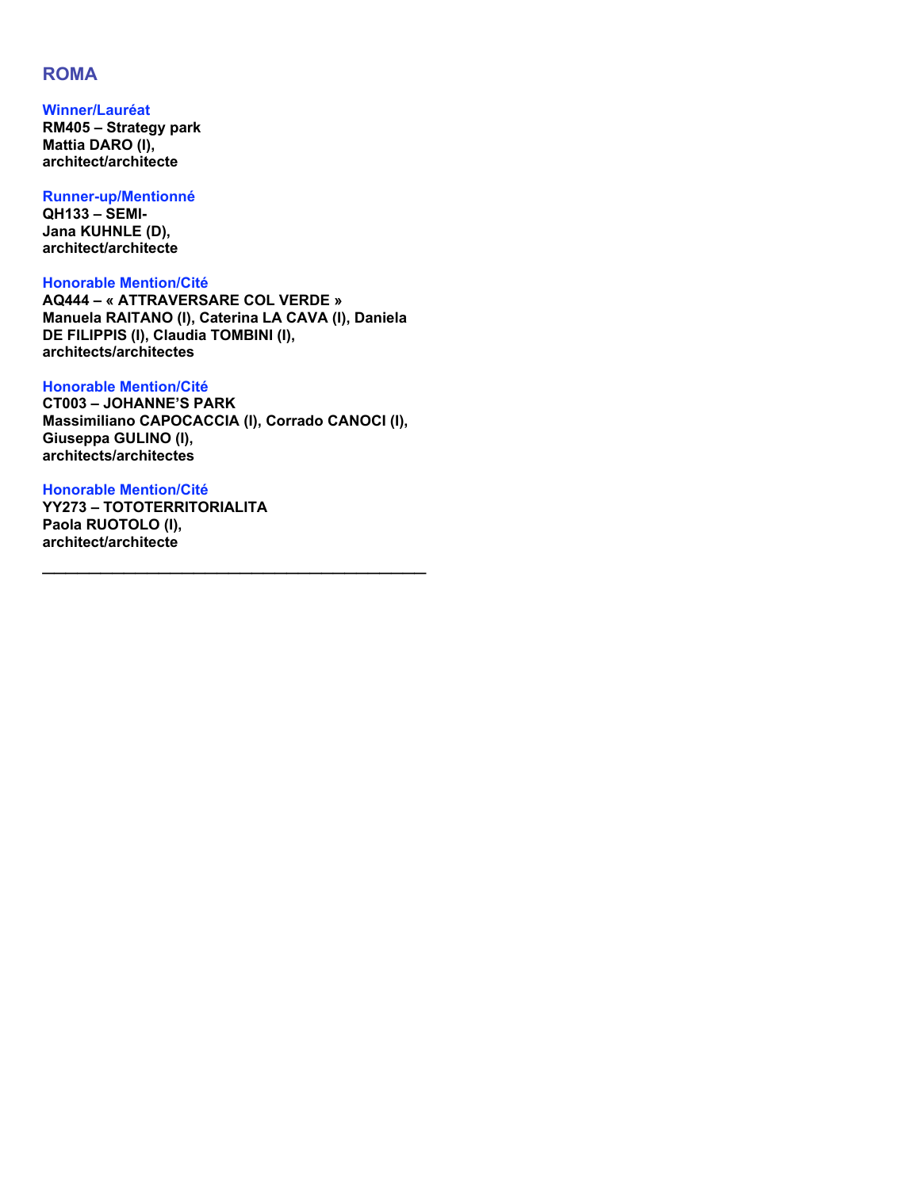## ROMA

### Winner/Lauréat

**RM405 – Strategy park**
**Mattia DARO (I),**
**architect/architecte**

### Runner-up/Mentionné

**QH133 – SEMI-**
**Jana KUHNLE (D),**
**architect/architecte**

### Honorable Mention/Cité

**AQ444 – « ATTRAVERSARE COL VERDE »**
**Manuela RAITANO (I), Caterina LA CAVA (I), Daniela DE FILIPPIS (I), Claudia TOMBINI (I),**
**architects/architectes**

### Honorable Mention/Cité

**CT003 – JOHANNE'S PARK**
**Massimiliano CAPOCACCIA (I), Corrado CANOCI (I), Giuseppa GULINO (I),**
**architects/architectes**

### Honorable Mention/Cité

**YY273 – TOTOTERRITORIALITA**
**Paola RUOTOLO (I),**
**architect/architecte**

---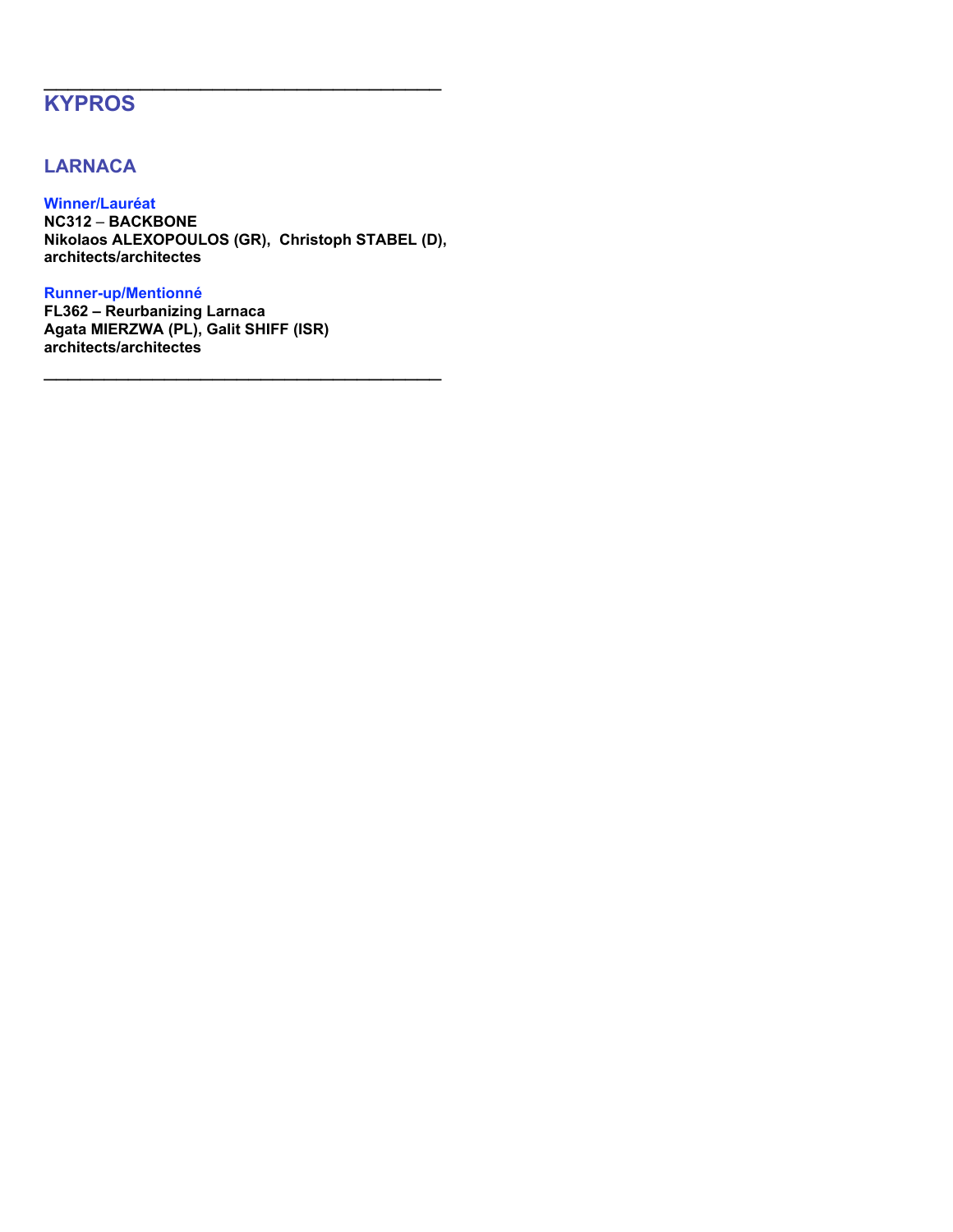---

## KYPROS

### LARNACA

**Winner/Lauréat**
**NC312 – BACKBONE**
**Nikolaos ALEXOPOULOS (GR), Christoph STABEL (D), architects/architectes**

**Runner-up/Mentionné**
**FL362 – Reurbanizing Larnaca**
**Agata MIERZWA (PL), Galit SHIFF (ISR)**
**architects/architectes**

---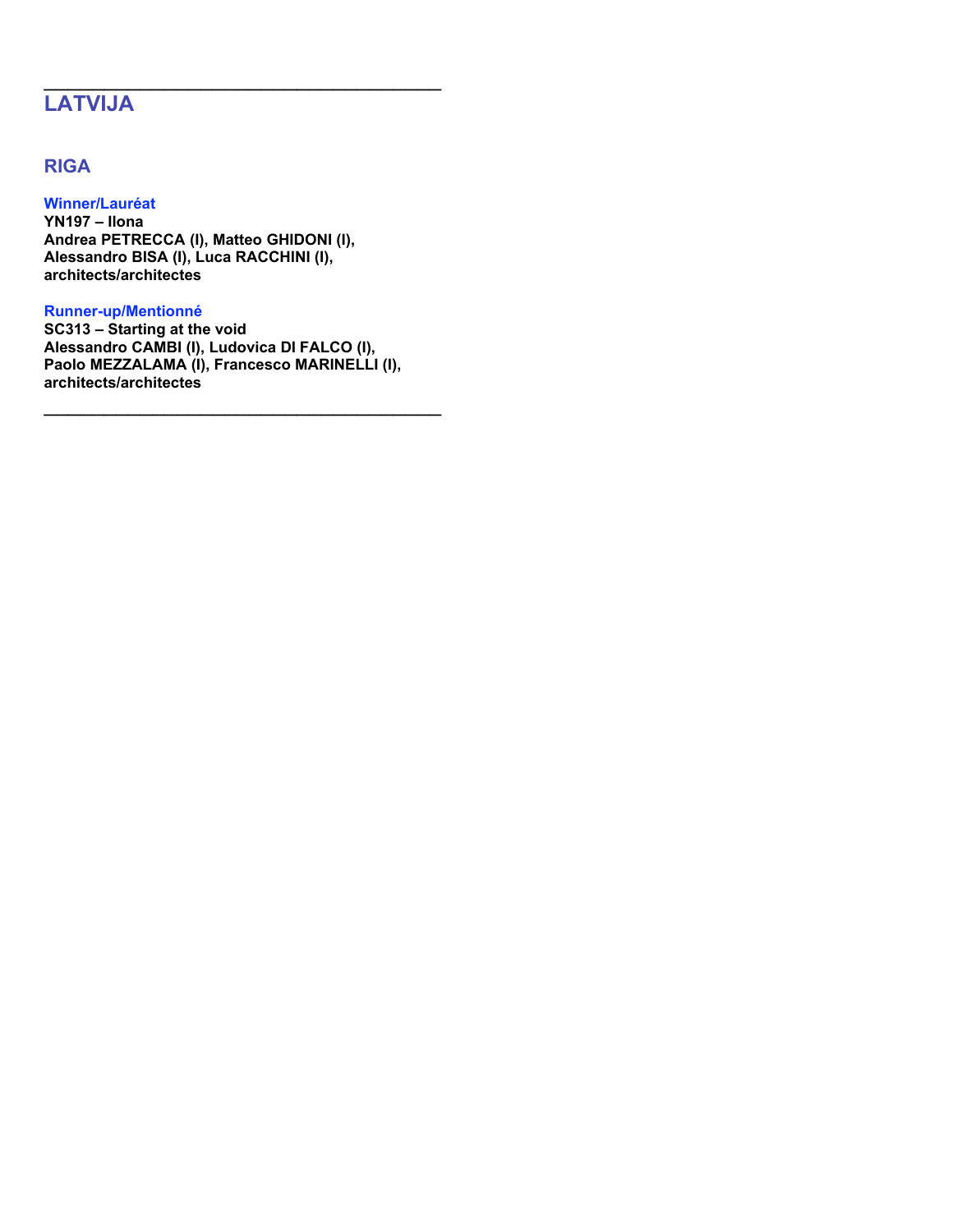---

# LATVIJA

## RIGA

### Winner/Lauréat

**YN197 – Ilona**
**Andrea PETRECCA (I), Matteo GHIDONI (I), Alessandro BISA (I), Luca RACCHINI (I), architects/architectes**

### Runner-up/Mentionné

**SC313 – Starting at the void**
**Alessandro CAMBI (I), Ludovica DI FALCO (I), Paolo MEZZALAMA (I), Francesco MARINELLI (I), architects/architectes**

---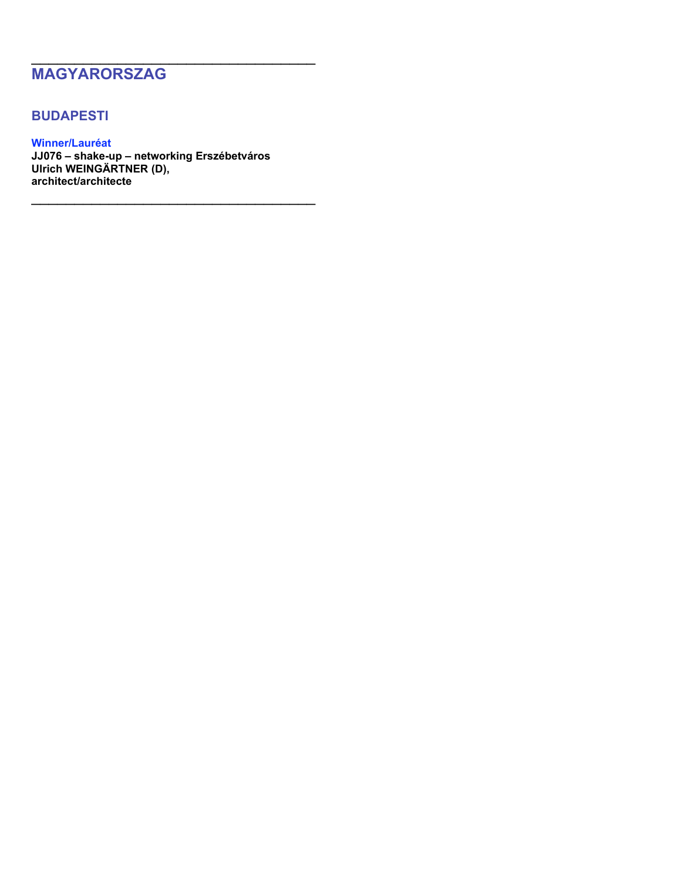---

## MAGYARORSZAG

### BUDAPESTI

**Winner/Lauréat**
**JJ076 – shake-up – networking Erszébetváros**
**Ulrich WEINGÄRTNER (D),**
**architect/architecte**

---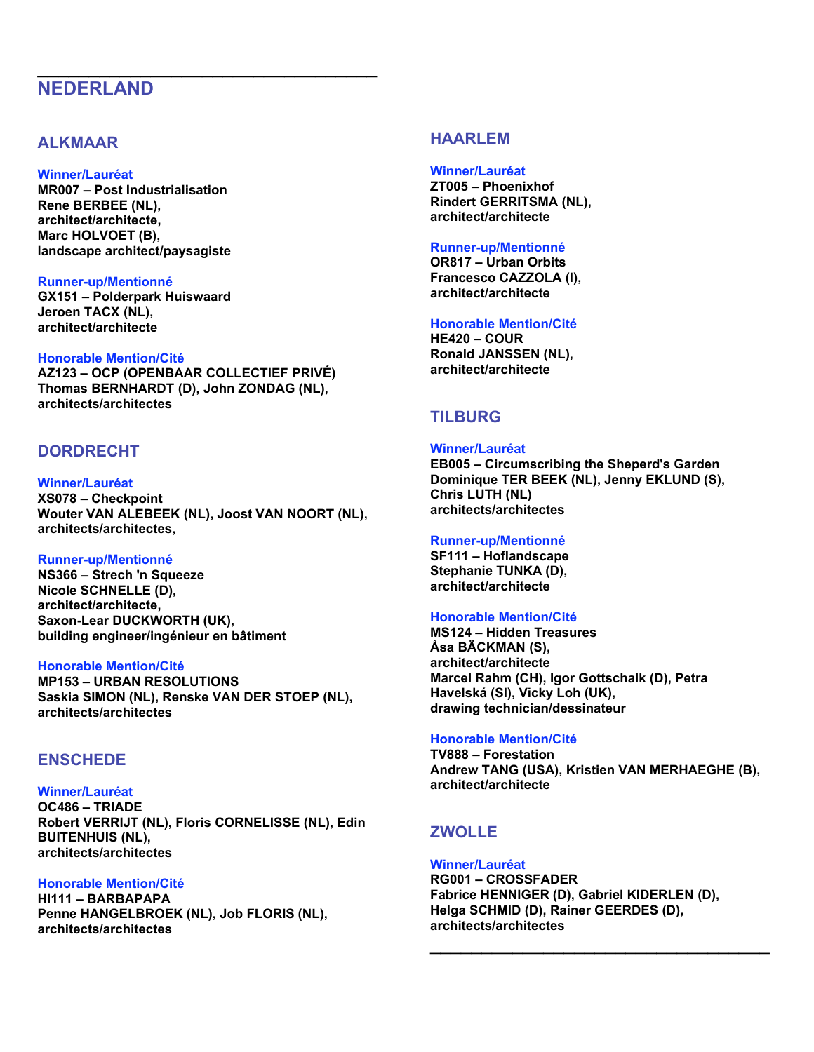## NEDERLAND

### ALKMAAR

**Winner/Lauréat**
**MR007 – Post Industrialisation**
**Rene BERBEE (NL), architect/architecte,**
**Marc HOLVOET (B), landscape architect/paysagiste**

**Runner-up/Mentionné**
**GX151 – Polderpark Huiswaard**
**Jeroen TACX (NL), architect/architecte**

**Honorable Mention/Cité**
**AZ123 – OCP (OPENBAAR COLLECTIEF PRIVÉ)**
**Thomas BERNHARDT (D), John ZONDAG (NL), architects/architectes**

### DORDRECHT

**Winner/Lauréat**
**XS078 – Checkpoint**
**Wouter VAN ALEBEEK (NL), Joost VAN NOORT (NL), architects/architectes,**

**Runner-up/Mentionné**
**NS366 – Strech 'n Squeeze**
**Nicole SCHNELLE (D), architect/architecte,**
**Saxon-Lear DUCKWORTH (UK), building engineer/ingénieur en bâtiment**

**Honorable Mention/Cité**
**MP153 – URBAN RESOLUTIONS**
**Saskia SIMON (NL), Renske VAN DER STOEP (NL), architects/architectes**

### ENSCHEDE

**Winner/Lauréat**
**OC486 – TRIADE**
**Robert VERRIJT (NL), Floris CORNELISSE (NL), Edin BUITENHUIS (NL), architects/architectes**

**Honorable Mention/Cité**
**HI111 – BARBAPAPA**
**Penne HANGELBROEK (NL), Job FLORIS (NL), architects/architectes**

### HAARLEM

**Winner/Lauréat**
**ZT005 – Phoenixhof**
**Rindert GERRITSMA (NL), architect/architecte**

**Runner-up/Mentionné**
**OR817 – Urban Orbits**
**Francesco CAZZOLA (I), architect/architecte**

**Honorable Mention/Cité**
**HE420 – COUR**
**Ronald JANSSEN (NL), architect/architecte**

### TILBURG

**Winner/Lauréat**
**EB005 – Circumscribing the Sheperd's Garden**
**Dominique TER BEEK (NL), Jenny EKLUND (S), Chris LUTH (NL) architects/architectes**

**Runner-up/Mentionné**
**SF111 – Hoflandscape**
**Stephanie TUNKA (D), architect/architecte**

**Honorable Mention/Cité**
**MS124 – Hidden Treasures**
**Åsa BÄCKMAN (S), architect/architecte**
**Marcel Rahm (CH), Igor Gottschalk (D), Petra Havelská (SI), Vicky Loh (UK), drawing technician/dessinateur**

**Honorable Mention/Cité**
**TV888 – Forestation**
**Andrew TANG (USA), Kristien VAN MERHAEGHE (B), architect/architecte**

### ZWOLLE

**Winner/Lauréat**
**RG001 – CROSSFADER**
**Fabrice HENNIGER (D), Gabriel KIDERLEN (D), Helga SCHMID (D), Rainer GEERDES (D), architects/architectes**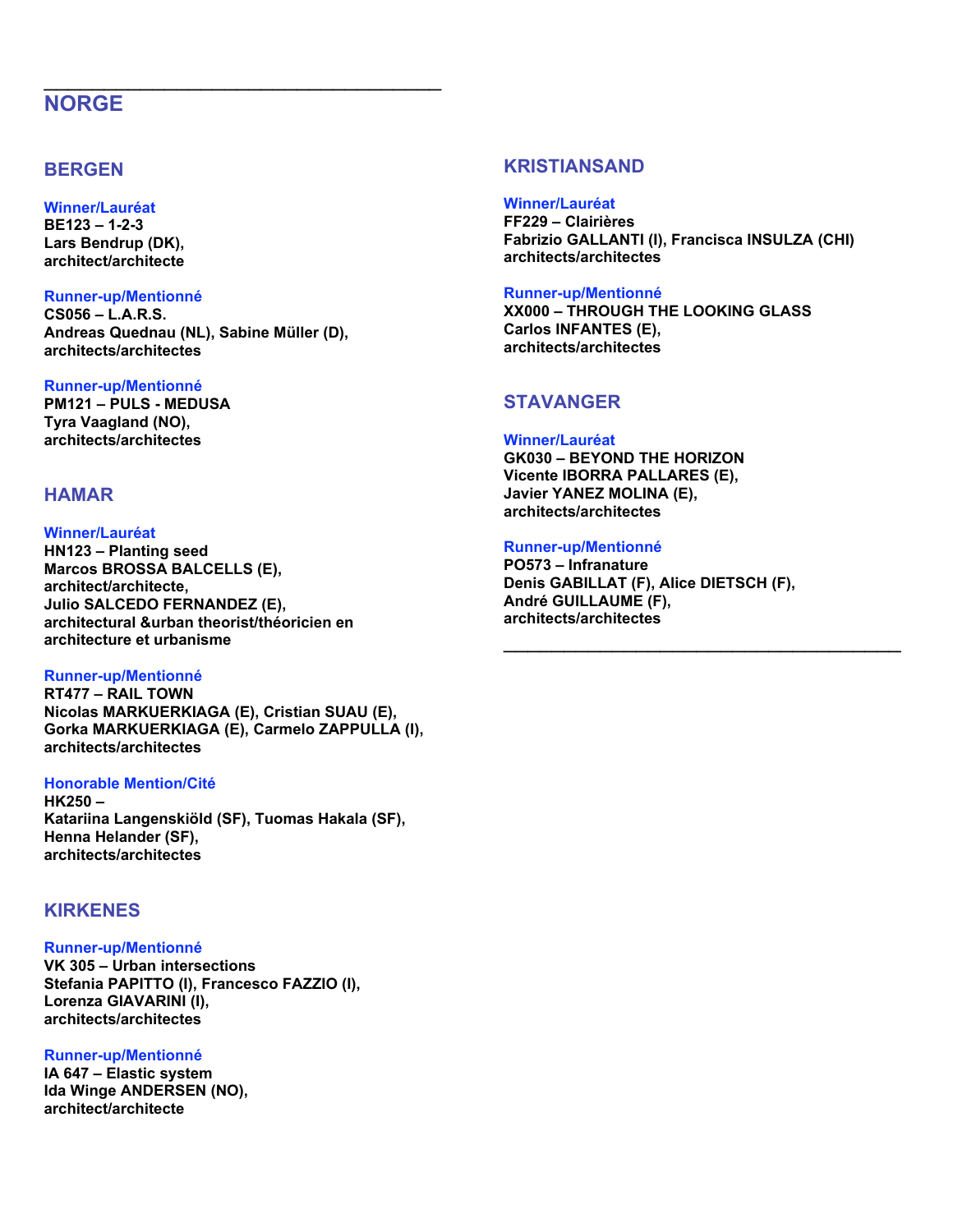## NORGE

### BERGEN

**Winner/Lauréat**
**BE123 – 1-2-3**
**Lars Bendrup (DK),**
**architect/architecte**

**Runner-up/Mentionné**
**CS056 – L.A.R.S.**
**Andreas Quednau (NL), Sabine Müller (D),**
**architects/architectes**

**Runner-up/Mentionné**
**PM121 – PULS - MEDUSA**
**Tyra Vaagland (NO),**
**architects/architectes**

### HAMAR

**Winner/Lauréat**
**HN123 – Planting seed**
**Marcos BROSSA BALCELLS (E),**
**architect/architecte,**
**Julio SALCEDO FERNANDEZ (E),**
**architectural &urban theorist/théoricien en architecture et urbanisme**

**Runner-up/Mentionné**
**RT477 – RAIL TOWN**
**Nicolas MARKUERKIAGA (E), Cristian SUAU (E),**
**Gorka MARKUERKIAGA (E), Carmelo ZAPPULLA (I),**
**architects/architectes**

**Honorable Mention/Cité**
**HK250 –**
**Katariina Langenskiöld (SF), Tuomas Hakala (SF),**
**Henna Helander (SF),**
**architects/architectes**

### KIRKENES

**Runner-up/Mentionné**
**VK 305 – Urban intersections**
**Stefania PAPITTO (I), Francesco FAZZIO (I),**
**Lorenza GIAVARINI (I),**
**architects/architectes**

**Runner-up/Mentionné**
**IA 647 – Elastic system**
**Ida Winge ANDERSEN (NO),**
**architect/architecte**

### KRISTIANSAND

**Winner/Lauréat**
**FF229 – Clairières**
**Fabrizio GALLANTI (I), Francisca INSULZA (CHI)**
**architects/architectes**

**Runner-up/Mentionné**
**XX000 – THROUGH THE LOOKING GLASS**
**Carlos INFANTES (E),**
**architects/architectes**

### STAVANGER

**Winner/Lauréat**
**GK030 – BEYOND THE HORIZON**
**Vicente IBORRA PALLARES (E),**
**Javier YANEZ MOLINA (E),**
**architects/architectes**

**Runner-up/Mentionné**
**PO573 – Infranature**
**Denis GABILLAT (F), Alice DIETSCH (F),**
**André GUILLAUME (F),**
**architects/architectes**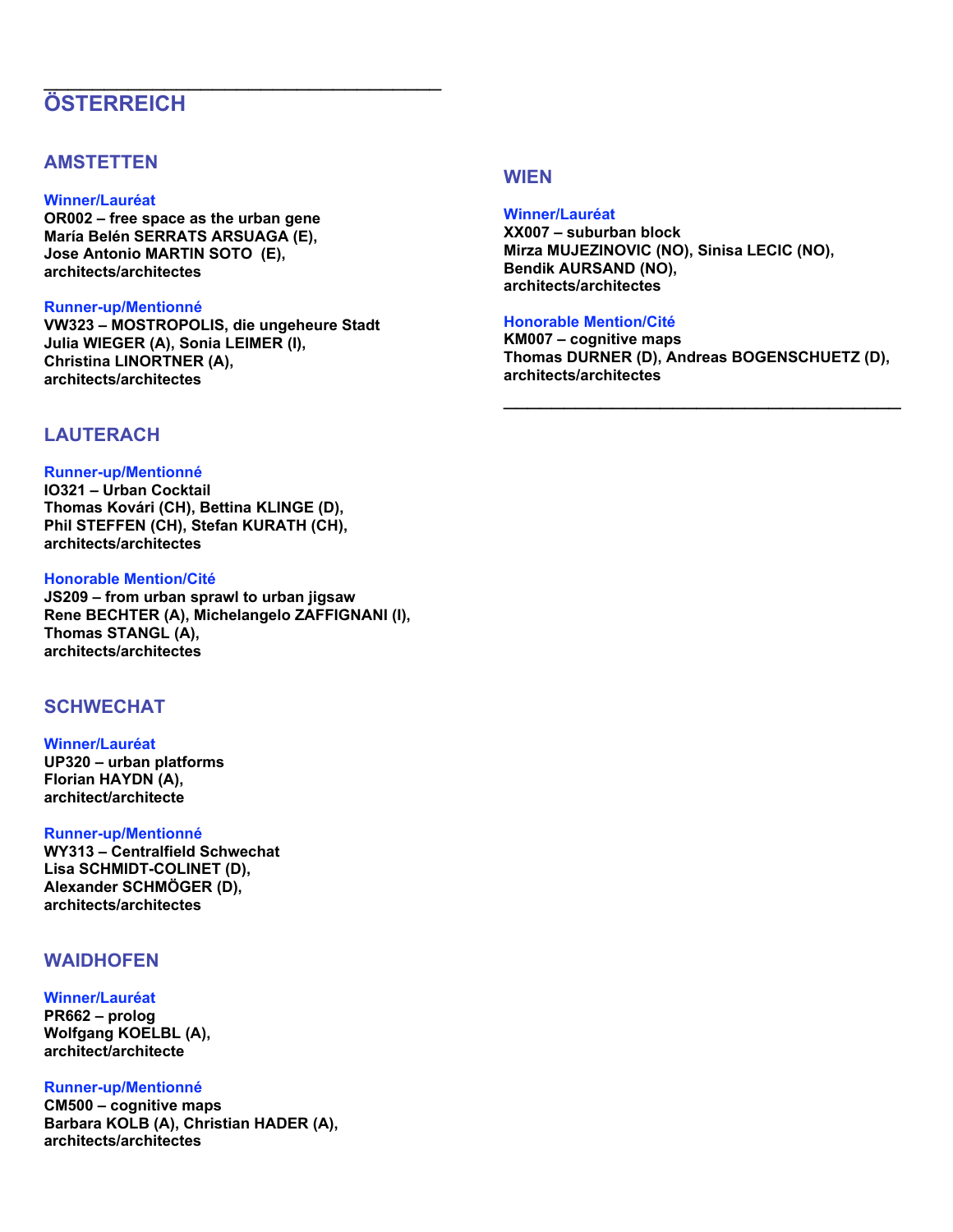## ÖSTERREICH

### AMSTETTEN

**Winner/Lauréat**
**OR002 – free space as the urban gene**
**María Belén SERRATS ARSUAGA (E),**
**Jose Antonio MARTIN SOTO (E),**
**architects/architectes**

**Runner-up/Mentionné**
**VW323 – MOSTROPOLIS, die ungeheure Stadt**
**Julia WIEGER (A), Sonia LEIMER (I),**
**Christina LINORTNER (A),**
**architects/architectes**

### LAUTERACH

**Runner-up/Mentionné**
**IO321 – Urban Cocktail**
**Thomas Kovári (CH), Bettina KLINGE (D),**
**Phil STEFFEN (CH), Stefan KURATH (CH),**
**architects/architectes**

**Honorable Mention/Cité**
**JS209 – from urban sprawl to urban jigsaw**
**Rene BECHTER (A), Michelangelo ZAFFIGNANI (I),**
**Thomas STANGL (A),**
**architects/architectes**

### SCHWECHAT

**Winner/Lauréat**
**UP320 – urban platforms**
**Florian HAYDN (A),**
**architect/architecte**

**Runner-up/Mentionné**
**WY313 – Centralfield Schwechat**
**Lisa SCHMIDT-COLINET (D),**
**Alexander SCHMÖGER (D),**
**architects/architectes**

### WAIDHOFEN

**Winner/Lauréat**
**PR662 – prolog**
**Wolfgang KOELBL (A),**
**architect/architecte**

**Runner-up/Mentionné**
**CM500 – cognitive maps**
**Barbara KOLB (A), Christian HADER (A),**
**architects/architectes**

### WIEN

**Winner/Lauréat**
**XX007 – suburban block**
**Mirza MUJEZINOVIC (NO), Sinisa LECIC (NO),**
**Bendik AURSAND (NO),**
**architects/architectes**

**Honorable Mention/Cité**
**KM007 – cognitive maps**
**Thomas DURNER (D), Andreas BOGENSCHUETZ (D),**
**architects/architectes**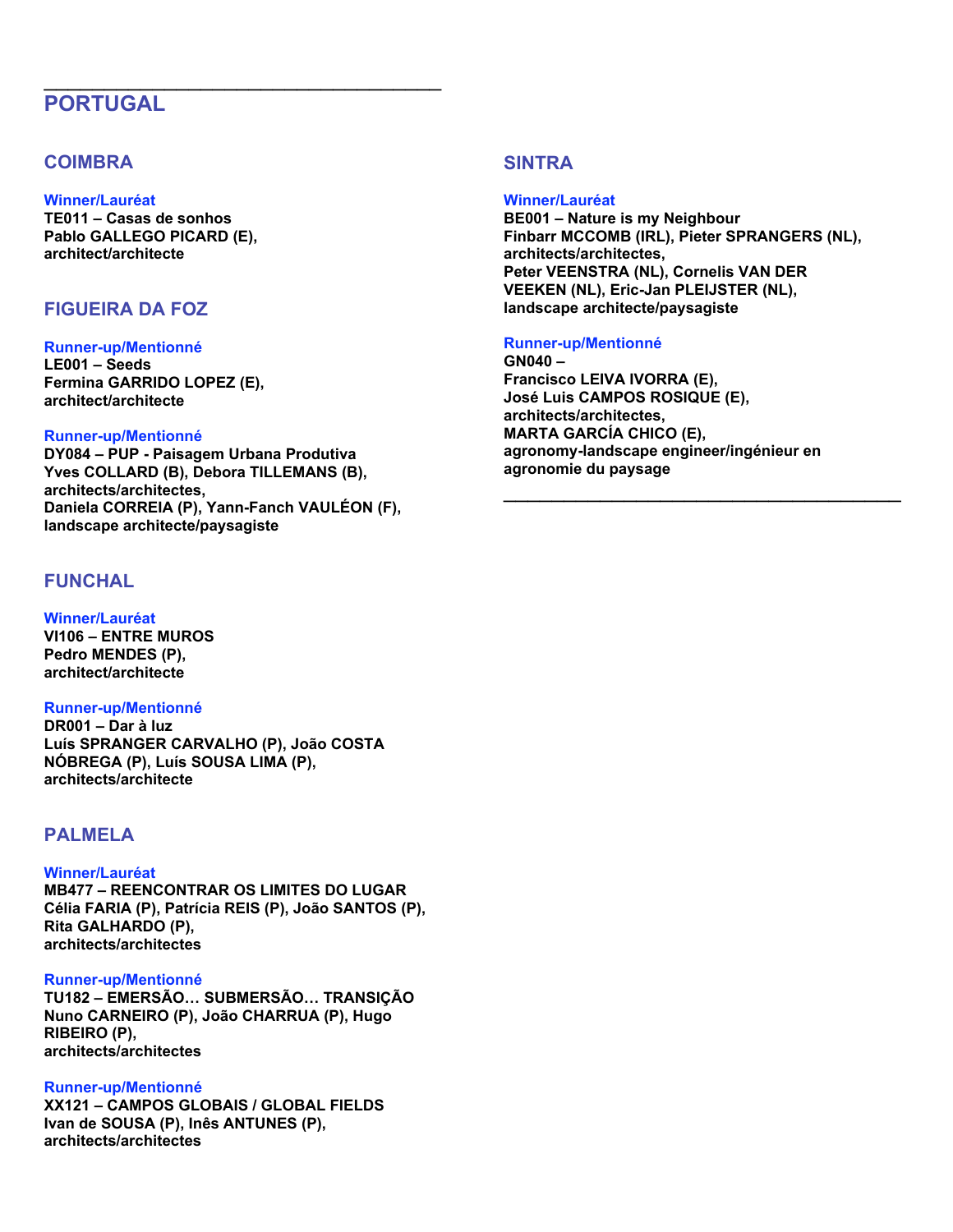## PORTUGAL

### COIMBRA

**Winner/Lauréat**
**TE011 – Casas de sonhos**
**Pablo GALLEGO PICARD (E),**
**architect/architecte**

### FIGUEIRA DA FOZ

**Runner-up/Mentionné**
**LE001 – Seeds**
**Fermina GARRIDO LOPEZ (E),**
**architect/architecte**

**Runner-up/Mentionné**
**DY084 – PUP - Paisagem Urbana Produtiva**
**Yves COLLARD (B), Debora TILLEMANS (B),**
**architects/architectes,**
**Daniela CORREIA (P), Yann-Fanch VAULÉON (F),**
**landscape architecte/paysagiste**

### FUNCHAL

**Winner/Lauréat**
**VI106 – ENTRE MUROS**
**Pedro MENDES (P),**
**architect/architecte**

**Runner-up/Mentionné**
**DR001 – Dar à luz**
**Luís SPRANGER CARVALHO (P), João COSTA NÓBREGA (P), Luís SOUSA LIMA (P),**
**architects/architecte**

### PALMELA

**Winner/Lauréat**
**MB477 – REENCONTRAR OS LIMITES DO LUGAR**
**Célia FARIA (P), Patrícia REIS (P), João SANTOS (P), Rita GALHARDO (P),**
**architects/architectes**

**Runner-up/Mentionné**
**TU182 – EMERSÃO… SUBMERSÃO… TRANSIÇÃO**
**Nuno CARNEIRO (P), João CHARRUA (P), Hugo RIBEIRO (P),**
**architects/architectes**

**Runner-up/Mentionné**
**XX121 – CAMPOS GLOBAIS / GLOBAL FIELDS**
**Ivan de SOUSA (P), Inês ANTUNES (P),**
**architects/architectes**

### SINTRA

**Winner/Lauréat**
**BE001 – Nature is my Neighbour**
**Finbarr MCCOMB (IRL), Pieter SPRANGERS (NL),**
**architects/architectes,**
**Peter VEENSTRA (NL), Cornelis VAN DER VEEKEN (NL), Eric-Jan PLEIJSTER (NL),**
**landscape architecte/paysagiste**

**Runner-up/Mentionné**
**GN040 –**
**Francisco LEIVA IVORRA (E),**
**José Luis CAMPOS ROSIQUE (E),**
**architects/architectes,**
**MARTA GARCÍA CHICO (E),**
**agronomy-landscape engineer/ingénieur en agronomie du paysage**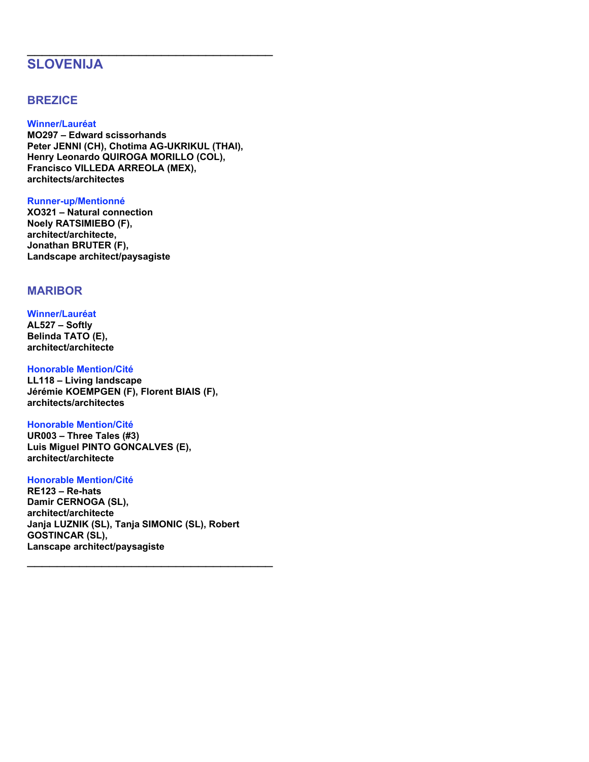---

## SLOVENIJA

### BREZICE

**Winner/Lauréat**
**MO297 – Edward scissorhands**
**Peter JENNI (CH), Chotima AG-UKRIKUL (THAI),**
**Henry Leonardo QUIROGA MORILLO (COL),**
**Francisco VILLEDA ARREOLA (MEX),**
**architects/architectes**

**Runner-up/Mentionné**
**XO321 – Natural connection**
**Noely RATSIMIEBO (F),**
**architect/architecte,**
**Jonathan BRUTER (F),**
**Landscape architect/paysagiste**

### MARIBOR

**Winner/Lauréat**
**AL527 – Softly**
**Belinda TATO (E),**
**architect/architecte**

**Honorable Mention/Cité**
**LL118 – Living landscape**
**Jérémie KOEMPGEN (F), Florent BIAIS (F),**
**architects/architectes**

**Honorable Mention/Cité**
**UR003 – Three Tales (#3)**
**Luis Miguel PINTO GONCALVES (E),**
**architect/architecte**

**Honorable Mention/Cité**
**RE123 – Re-hats**
**Damir CERNOGA (SL),**
**architect/architecte**
**Janja LUZNIK (SL), Tanja SIMONIC (SL), Robert GOSTINCAR (SL),**
**Lanscape architect/paysagiste**

---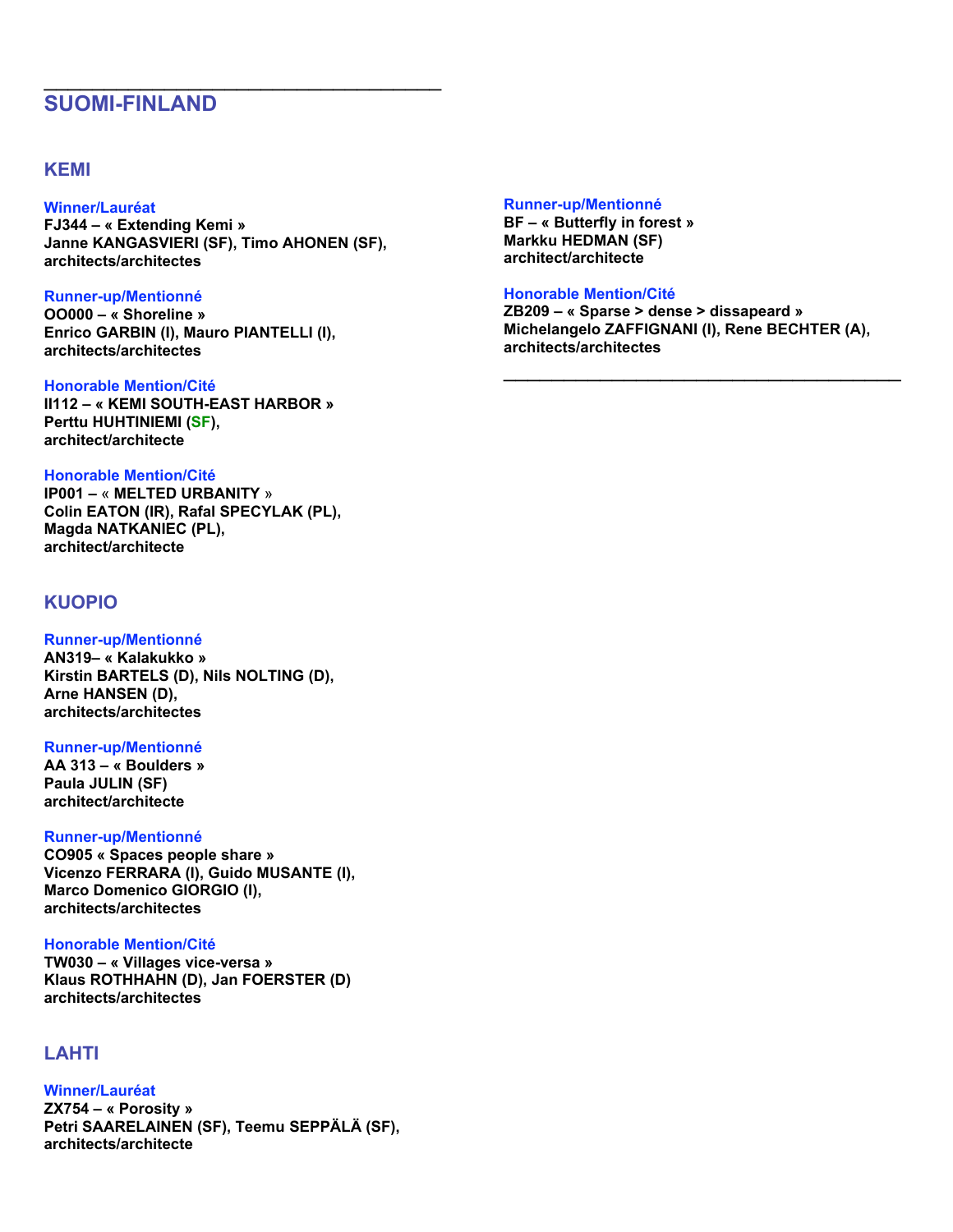## SUOMI-FINLAND

### KEMI

**Winner/Lauréat**
**FJ344 – « Extending Kemi »**
**Janne KANGASVIERI (SF), Timo AHONEN (SF),**
**architects/architectes**

**Runner-up/Mentionné**
**OO000 – « Shoreline »**
**Enrico GARBIN (I), Mauro PIANTELLI (I),**
**architects/architectes**

**Honorable Mention/Cité**
**II112 – « KEMI SOUTH-EAST HARBOR »**
**Perttu HUHTINIEMI (SF),**
**architect/architecte**

**Honorable Mention/Cité**
**IP001 – « MELTED URBANITY »**
**Colin EATON (IR), Rafal SPECYLAK (PL),**
**Magda NATKANIEC (PL),**
**architect/architecte**

**Runner-up/Mentionné**
**BF – « Butterfly in forest »**
**Markku HEDMAN (SF)**
**architect/architecte**

**Honorable Mention/Cité**
**ZB209 – « Sparse > dense > dissapeard »**
**Michelangelo ZAFFIGNANI (I), Rene BECHTER (A),**
**architects/architectes**

### KUOPIO

**Runner-up/Mentionné**
**AN319– « Kalakukko »**
**Kirstin BARTELS (D), Nils NOLTING (D),**
**Arne HANSEN (D),**
**architects/architectes**

**Runner-up/Mentionné**
**AA 313 – « Boulders »**
**Paula JULIN (SF)**
**architect/architecte**

**Runner-up/Mentionné**
**CO905 « Spaces people share »**
**Vicenzo FERRARA (I), Guido MUSANTE (I),**
**Marco Domenico GIORGIO (I),**
**architects/architectes**

**Honorable Mention/Cité**
**TW030 – « Villages vice-versa »**
**Klaus ROTHHAHN (D), Jan FOERSTER (D)**
**architects/architectes**

### LAHTI

**Winner/Lauréat**
**ZX754 – « Porosity »**
**Petri SAARELAINEN (SF), Teemu SEPPÄLÄ (SF),**
**architects/architecte**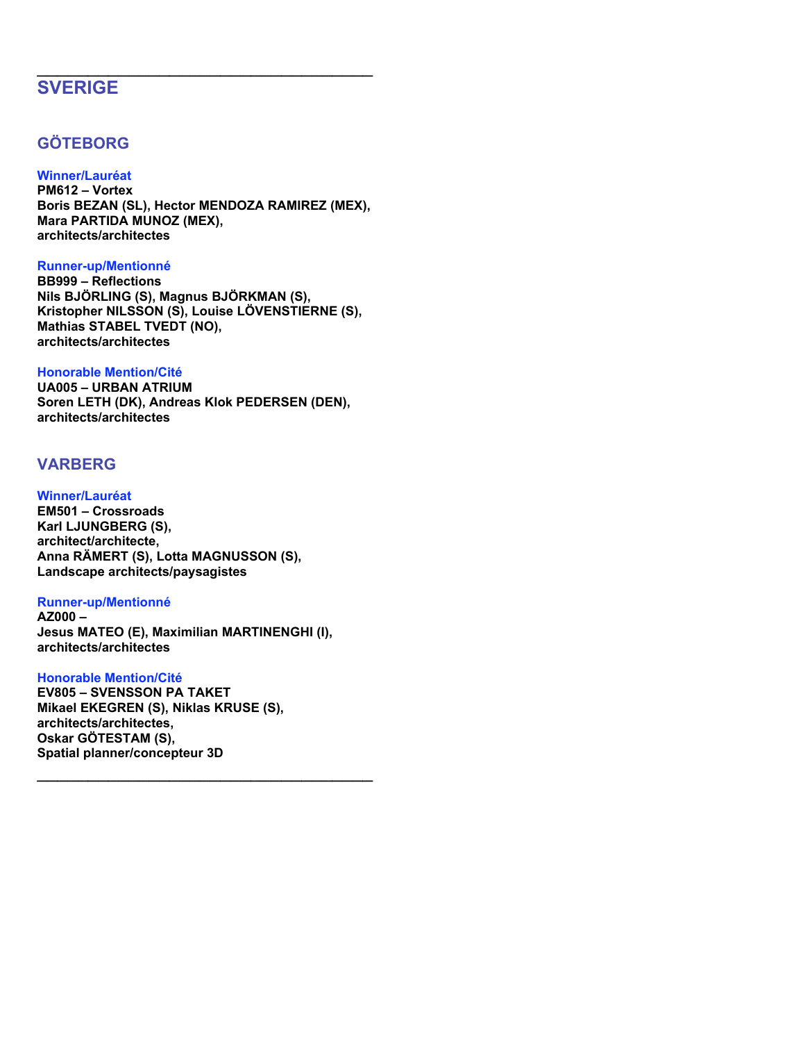---

## SVERIGE

### GÖTEBORG

**Winner/Lauréat**
**PM612 – Vortex**
**Boris BEZAN (SL), Hector MENDOZA RAMIREZ (MEX), Mara PARTIDA MUNOZ (MEX), architects/architectes**

**Runner-up/Mentionné**
**BB999 – Reflections**
**Nils BJÖRLING (S), Magnus BJÖRKMAN (S), Kristopher NILSSON (S), Louise LÖVENSTIERNE (S), Mathias STABEL TVEDT (NO), architects/architectes**

**Honorable Mention/Cité**
**UA005 – URBAN ATRIUM**
**Soren LETH (DK), Andreas Klok PEDERSEN (DEN), architects/architectes**

### VARBERG

**Winner/Lauréat**
**EM501 – Crossroads**
**Karl LJUNGBERG (S), architect/architecte, Anna RÄMERT (S), Lotta MAGNUSSON (S), Landscape architects/paysagistes**

**Runner-up/Mentionné**
**AZ000 –**
**Jesus MATEO (E), Maximilian MARTINENGHI (I), architects/architectes**

**Honorable Mention/Cité**
**EV805 – SVENSSON PA TAKET**
**Mikael EKEGREN (S), Niklas KRUSE (S), architects/architectes, Oskar GÖTESTAM (S), Spatial planner/concepteur 3D**

---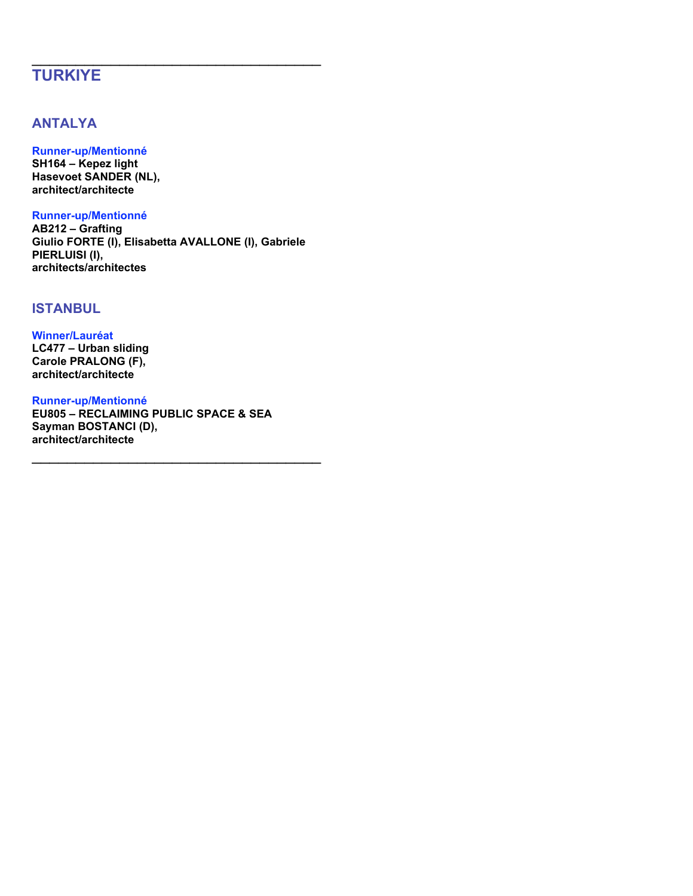---

## TURKIYE

### ANTALYA

**Runner-up/Mentionné**
**SH164 – Kepez light**
**Hasevoet SANDER (NL),**
**architect/architecte**

**Runner-up/Mentionné**
**AB212 – Grafting**
**Giulio FORTE (I), Elisabetta AVALLONE (I), Gabriele PIERLUISI (I),**
**architects/architectes**

### ISTANBUL

**Winner/Lauréat**
**LC477 – Urban sliding**
**Carole PRALONG (F),**
**architect/architecte**

**Runner-up/Mentionné**
**EU805 – RECLAIMING PUBLIC SPACE & SEA**
**Sayman BOSTANCI (D),**
**architect/architecte**

---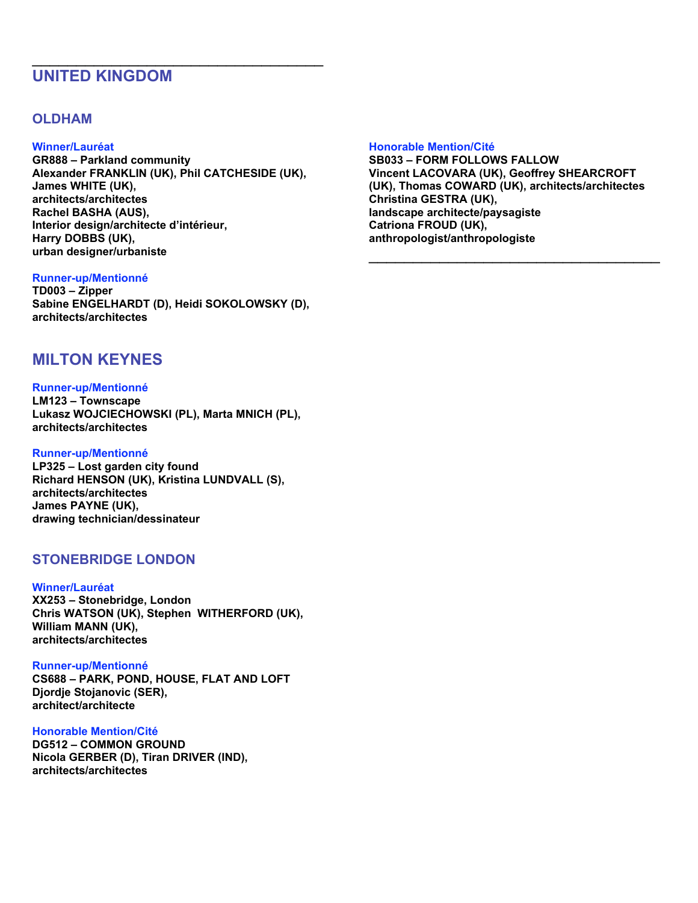# UNITED KINGDOM

## OLDHAM

### Winner/Lauréat

**GR888 – Parkland community**
**Alexander FRANKLIN (UK), Phil CATCHESIDE (UK), James WHITE (UK),**
**architects/architectes**
**Rachel BASHA (AUS),**
**Interior design/architecte d'intérieur,**
**Harry DOBBS (UK),**
**urban designer/urbaniste**

### Runner-up/Mentionné

**TD003 – Zipper**
**Sabine ENGELHARDT (D), Heidi SOKOLOWSKY (D),**
**architects/architectes**

### Honorable Mention/Cité

**SB033 – FORM FOLLOWS FALLOW**
**Vincent LACOVARA (UK), Geoffrey SHEARCROFT (UK), Thomas COWARD (UK), architects/architectes**
**Christina GESTRA (UK),**
**landscape architecte/paysagiste**
**Catriona FROUD (UK),**
**anthropologist/anthropologiste**

## MILTON KEYNES

### Runner-up/Mentionné

**LM123 – Townscape**
**Lukasz WOJCIECHOWSKI (PL), Marta MNICH (PL),**
**architects/architectes**

### Runner-up/Mentionné

**LP325 – Lost garden city found**
**Richard HENSON (UK), Kristina LUNDVALL (S),**
**architects/architectes**
**James PAYNE (UK),**
**drawing technician/dessinateur**

## STONEBRIDGE LONDON

### Winner/Lauréat

**XX253 – Stonebridge, London**
**Chris WATSON (UK), Stephen WITHERFORD (UK), William MANN (UK),**
**architects/architectes**

### Runner-up/Mentionné

**CS688 – PARK, POND, HOUSE, FLAT AND LOFT**
**Djordje Stojanovic (SER),**
**architect/architecte**

### Honorable Mention/Cité

**DG512 – COMMON GROUND**
**Nicola GERBER (D), Tiran DRIVER (IND),**
**architects/architectes**